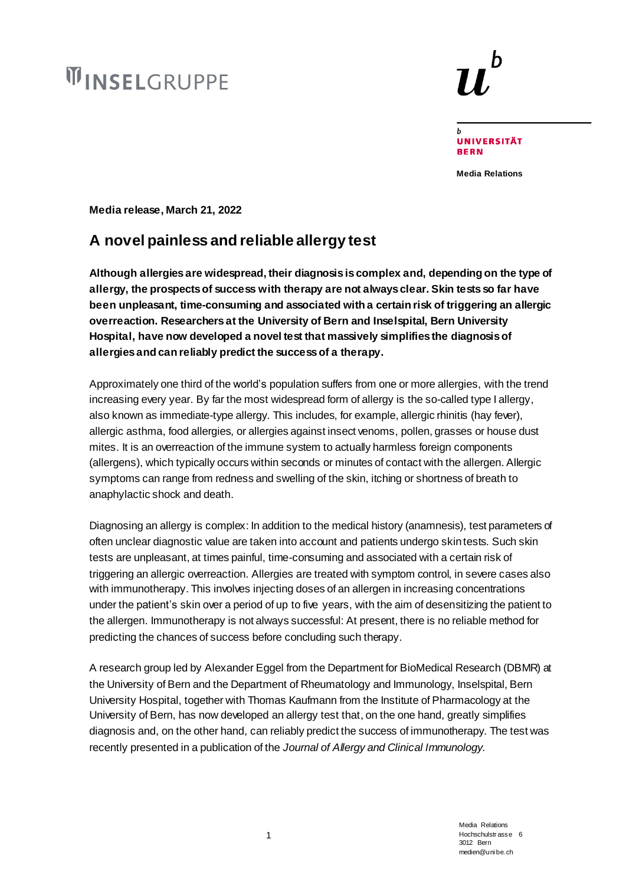INSELGRUPPE

UNIVERSITÄT BERN

**Media Relations**

**Media release, March 21, 2022**

# A novel painless and reliable allergy test

**Although allergies are widespread, their diagnosis is complex and, depending on the type of allergy, the prospects of success with therapy are not always clear. Skin tests so far have been unpleasant, time-consuming and associated with a certain risk of triggering an allergic overreaction. Researchers at the University of Bern and Inselspital, Bern University Hospital, have now developed a novel test that massively simplifies the diagnosis of allergies and can reliably predict the success of a therapy.**

Approximately one third of the world's population suffers from one or more allergies, with the trend increasing every year. By far the most widespread form of allergy is the so-called type I allergy, also known as immediate-type allergy. This includes, for example, allergic rhinitis (hay fever), allergic asthma, food allergies, or allergies against insect venoms, pollen, grasses or house dust mites. It is an overreaction of the immune system to actually harmless foreign components (allergens), which typically occurs within seconds or minutes of contact with the allergen. Allergic symptoms can range from redness and swelling of the skin, itching or shortness of breath to anaphylactic shock and death.

Diagnosing an allergy is complex: In addition to the medical history (anamnesis), test parameters of often unclear diagnostic value are taken into account and patients undergo skin tests. Such skin tests are unpleasant, at times painful, time-consuming and associated with a certain risk of triggering an allergic overreaction. Allergies are treated with symptom control, in severe cases also with immunotherapy. This involves injecting doses of an allergen in increasing concentrations under the patient's skin over a period of up to five years, with the aim of desensitizing the patient to the allergen. Immunotherapy is not always successful: At present, there is no reliable method for predicting the chances of success before concluding such therapy.

A research group led by Alexander Eggel from the Department for BioMedical Research (DBMR) at the University of Bern and the Department of Rheumatology and Immunology, Inselspital, Bern University Hospital, together with Thomas Kaufmann from the Institute of Pharmacology at the University of Bern, has now developed an allergy test that, on the one hand, greatly simplifies diagnosis and, on the other hand, can reliably predict the success of immunotherapy. The test was recently presented in a publication of the *Journal of Allergy and Clinical Immunology.*

Media Relations
Hochschulstrasse 6
3012 Bern
medien@unibe.ch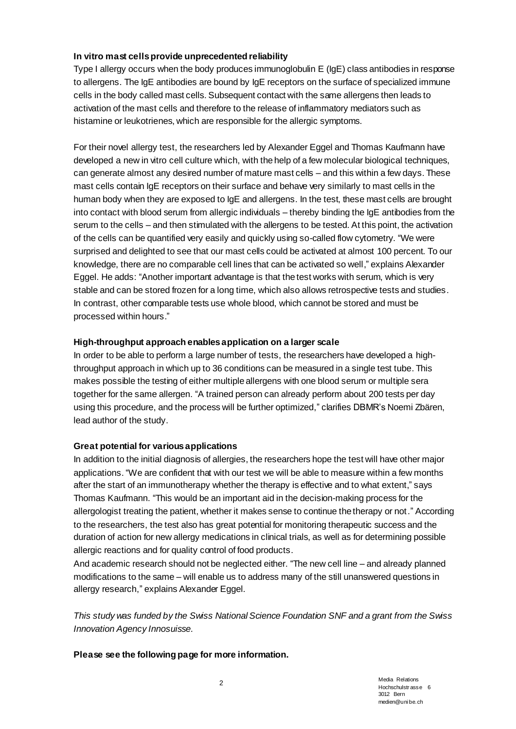**In vitro mast cells provide unprecedented reliability**

Type I allergy occurs when the body produces immunoglobulin E (IgE) class antibodies in response to allergens. The IgE antibodies are bound by IgE receptors on the surface of specialized immune cells in the body called mast cells. Subsequent contact with the same allergens then leads to activation of the mast cells and therefore to the release of inflammatory mediators such as histamine or leukotrienes, which are responsible for the allergic symptoms.

For their novel allergy test, the researchers led by Alexander Eggel and Thomas Kaufmann have developed a new in vitro cell culture which, with the help of a few molecular biological techniques, can generate almost any desired number of mature mast cells – and this within a few days. These mast cells contain IgE receptors on their surface and behave very similarly to mast cells in the human body when they are exposed to IgE and allergens. In the test, these mast cells are brought into contact with blood serum from allergic individuals – thereby binding the IgE antibodies from the serum to the cells – and then stimulated with the allergens to be tested. At this point, the activation of the cells can be quantified very easily and quickly using so-called flow cytometry. "We were surprised and delighted to see that our mast cells could be activated at almost 100 percent. To our knowledge, there are no comparable cell lines that can be activated so well," explains Alexander Eggel. He adds: "Another important advantage is that the test works with serum, which is very stable and can be stored frozen for a long time, which also allows retrospective tests and studies. In contrast, other comparable tests use whole blood, which cannot be stored and must be processed within hours."

**High-throughput approach enables application on a larger scale**

In order to be able to perform a large number of tests, the researchers have developed a high-throughput approach in which up to 36 conditions can be measured in a single test tube. This makes possible the testing of either multiple allergens with one blood serum or multiple sera together for the same allergen. "A trained person can already perform about 200 tests per day using this procedure, and the process will be further optimized," clarifies DBMR's Noemi Zbären, lead author of the study.

**Great potential for various applications**

In addition to the initial diagnosis of allergies, the researchers hope the test will have other major applications. "We are confident that with our test we will be able to measure within a few months after the start of an immunotherapy whether the therapy is effective and to what extent," says Thomas Kaufmann. "This would be an important aid in the decision-making process for the allergologist treating the patient, whether it makes sense to continue the therapy or not." According to the researchers, the test also has great potential for monitoring therapeutic success and the duration of action for new allergy medications in clinical trials, as well as for determining possible allergic reactions and for quality control of food products.

And academic research should not be neglected either. "The new cell line – and already planned modifications to the same – will enable us to address many of the still unanswered questions in allergy research," explains Alexander Eggel.

*This study was funded by the Swiss National Science Foundation SNF and a grant from the Swiss Innovation Agency Innosuisse.*

**Please see the following page for more information.**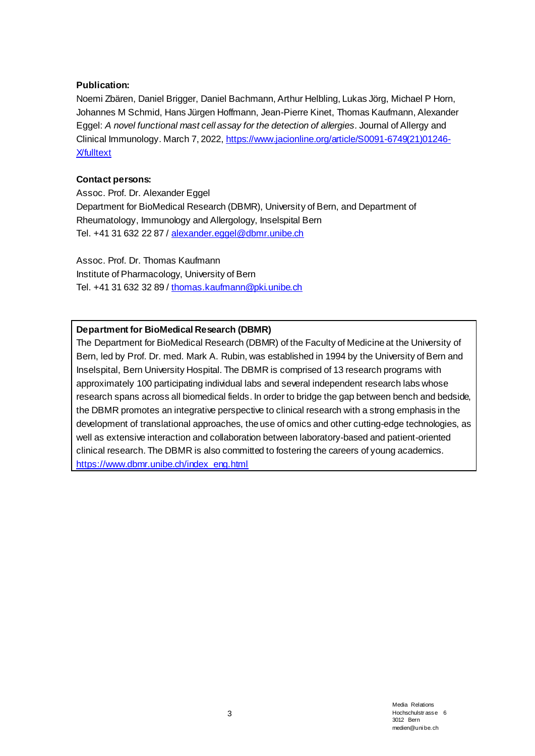**Publication:**

Noemi Zbären, Daniel Brigger, Daniel Bachmann, Arthur Helbling, Lukas Jörg, Michael P Horn, Johannes M Schmid, Hans Jürgen Hoffmann, Jean-Pierre Kinet, Thomas Kaufmann, Alexander Eggel: *A novel functional mast cell assay for the detection of allergies*. Journal of Allergy and Clinical Immunology. March 7, 2022, [https://www.jacionline.org/article/S0091-6749(21)01246-X/fulltext](https://www.jacionline.org/article/S0091-6749(21)01246-X/fulltext)

**Contact persons:**

Assoc. Prof. Dr. Alexander Eggel
Department for BioMedical Research (DBMR), University of Bern, and Department of Rheumatology, Immunology and Allergology, Inselspital Bern
Tel. +41 31 632 22 87 / [alexander.eggel@dbmr.unibe.ch](mailto:alexander.eggel@dbmr.unibe.ch)

Assoc. Prof. Dr. Thomas Kaufmann
Institute of Pharmacology, University of Bern
Tel. +41 31 632 32 89 / [thomas.kaufmann@pki.unibe.ch](mailto:thomas.kaufmann@pki.unibe.ch)

**Department for BioMedical Research (DBMR)**

The Department for BioMedical Research (DBMR) of the Faculty of Medicine at the University of Bern, led by Prof. Dr. med. Mark A. Rubin, was established in 1994 by the University of Bern and Inselspital, Bern University Hospital. The DBMR is comprised of 13 research programs with approximately 100 participating individual labs and several independent research labs whose research spans across all biomedical fields. In order to bridge the gap between bench and bedside, the DBMR promotes an integrative perspective to clinical research with a strong emphasis in the development of translational approaches, the use of omics and other cutting-edge technologies, as well as extensive interaction and collaboration between laboratory-based and patient-oriented clinical research. The DBMR is also committed to fostering the careers of young academics.
[https://www.dbmr.unibe.ch/index_eng.html](https://www.dbmr.unibe.ch/index_eng.html)

Media Relations
Hochschulstrasse 6
3012 Bern
medien@unibe.ch